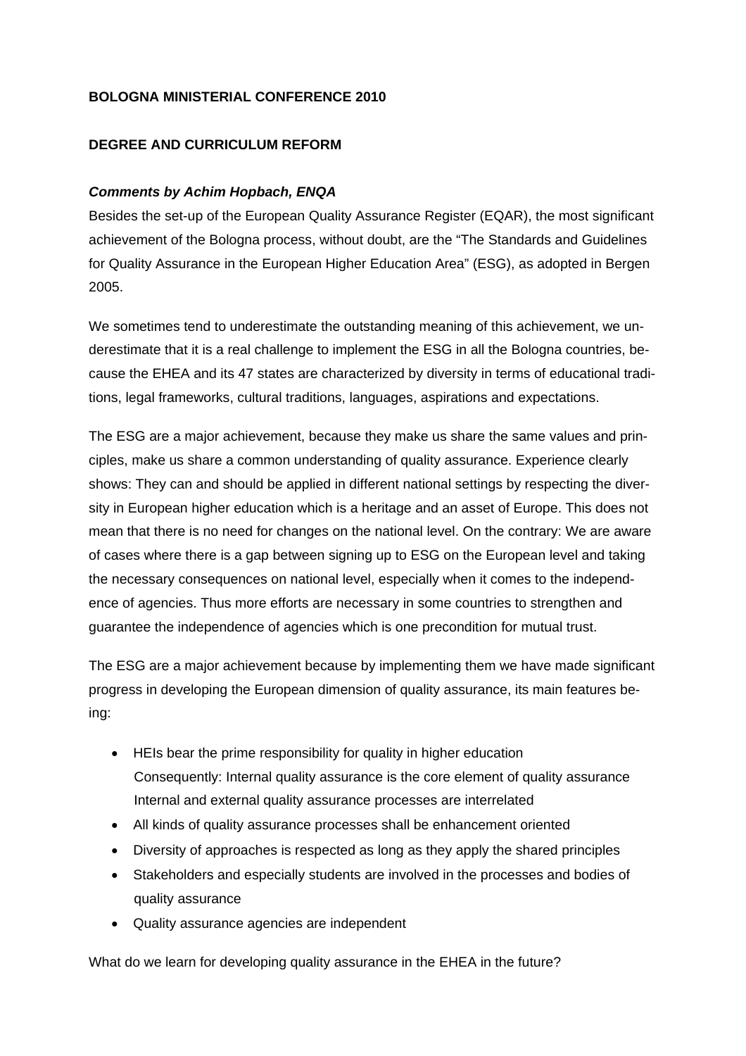**BOLOGNA MINISTERIAL CONFERENCE 2010**

**DEGREE AND CURRICULUM REFORM**

***Comments by Achim Hopbach, ENQA***

Besides the set-up of the European Quality Assurance Register (EQAR), the most significant achievement of the Bologna process, without doubt, are the "The Standards and Guidelines for Quality Assurance in the European Higher Education Area" (ESG), as adopted in Bergen 2005.

We sometimes tend to underestimate the outstanding meaning of this achievement, we underestimate that it is a real challenge to implement the ESG in all the Bologna countries, because the EHEA and its 47 states are characterized by diversity in terms of educational traditions, legal frameworks, cultural traditions, languages, aspirations and expectations.

The ESG are a major achievement, because they make us share the same values and principles, make us share a common understanding of quality assurance. Experience clearly shows: They can and should be applied in different national settings by respecting the diversity in European higher education which is a heritage and an asset of Europe. This does not mean that there is no need for changes on the national level. On the contrary: We are aware of cases where there is a gap between signing up to ESG on the European level and taking the necessary consequences on national level, especially when it comes to the independence of agencies. Thus more efforts are necessary in some countries to strengthen and guarantee the independence of agencies which is one precondition for mutual trust.

The ESG are a major achievement because by implementing them we have made significant progress in developing the European dimension of quality assurance, its main features being:

- HEIs bear the prime responsibility for quality in higher education
  Consequently: Internal quality assurance is the core element of quality assurance
  Internal and external quality assurance processes are interrelated
- All kinds of quality assurance processes shall be enhancement oriented
- Diversity of approaches is respected as long as they apply the shared principles
- Stakeholders and especially students are involved in the processes and bodies of quality assurance
- Quality assurance agencies are independent

What do we learn for developing quality assurance in the EHEA in the future?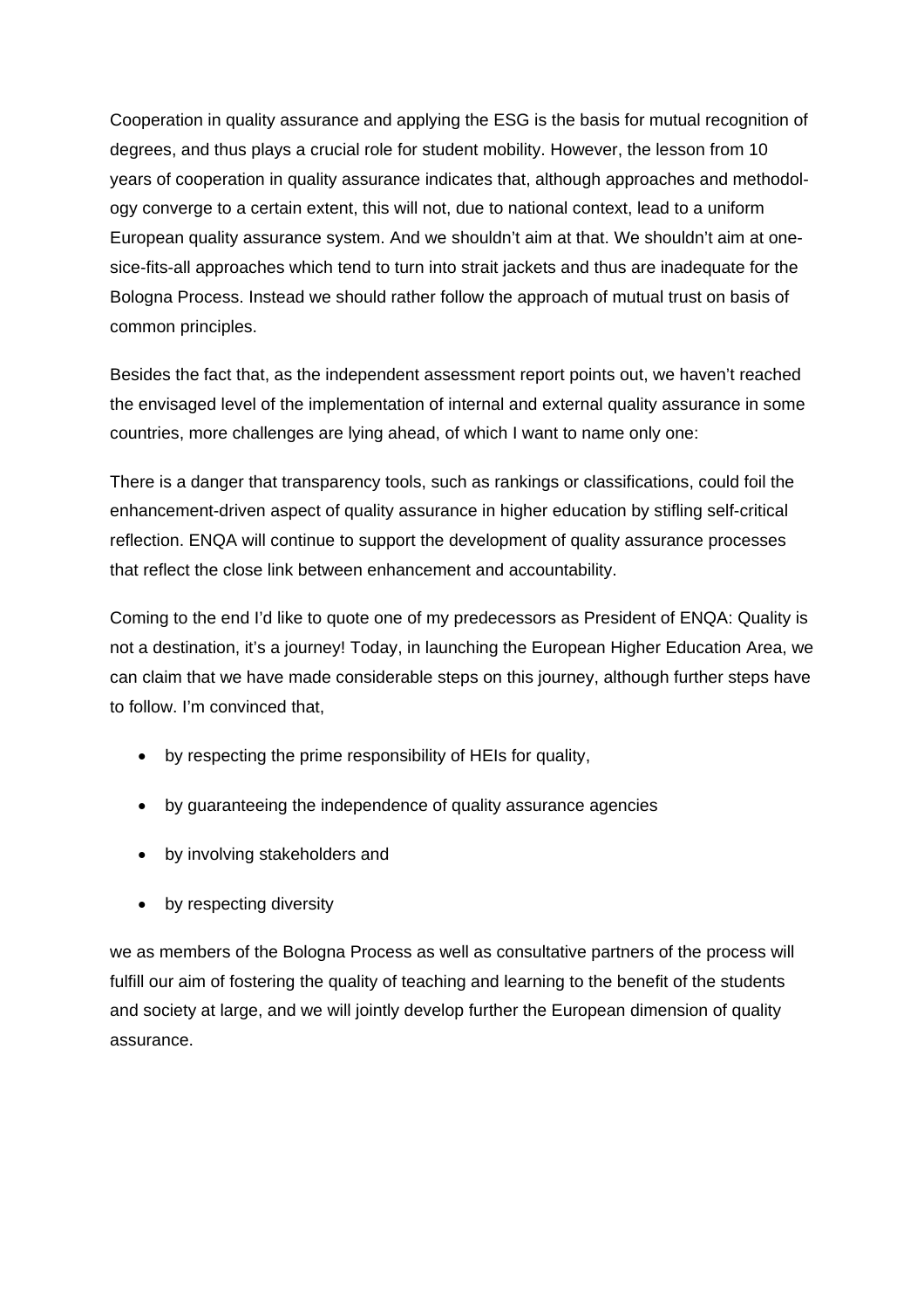Cooperation in quality assurance and applying the ESG is the basis for mutual recognition of degrees, and thus plays a crucial role for student mobility. However, the lesson from 10 years of cooperation in quality assurance indicates that, although approaches and methodology converge to a certain extent, this will not, due to national context, lead to a uniform European quality assurance system. And we shouldn't aim at that. We shouldn't aim at one-sice-fits-all approaches which tend to turn into strait jackets and thus are inadequate for the Bologna Process. Instead we should rather follow the approach of mutual trust on basis of common principles.

Besides the fact that, as the independent assessment report points out, we haven't reached the envisaged level of the implementation of internal and external quality assurance in some countries, more challenges are lying ahead, of which I want to name only one:

There is a danger that transparency tools, such as rankings or classifications, could foil the enhancement-driven aspect of quality assurance in higher education by stifling self-critical reflection. ENQA will continue to support the development of quality assurance processes that reflect the close link between enhancement and accountability.

Coming to the end I'd like to quote one of my predecessors as President of ENQA: Quality is not a destination, it's a journey! Today, in launching the European Higher Education Area, we can claim that we have made considerable steps on this journey, although further steps have to follow. I'm convinced that,

- by respecting the prime responsibility of HEIs for quality,
- by guaranteeing the independence of quality assurance agencies
- by involving stakeholders and
- by respecting diversity

we as members of the Bologna Process as well as consultative partners of the process will fulfill our aim of fostering the quality of teaching and learning to the benefit of the students and society at large, and we will jointly develop further the European dimension of quality assurance.